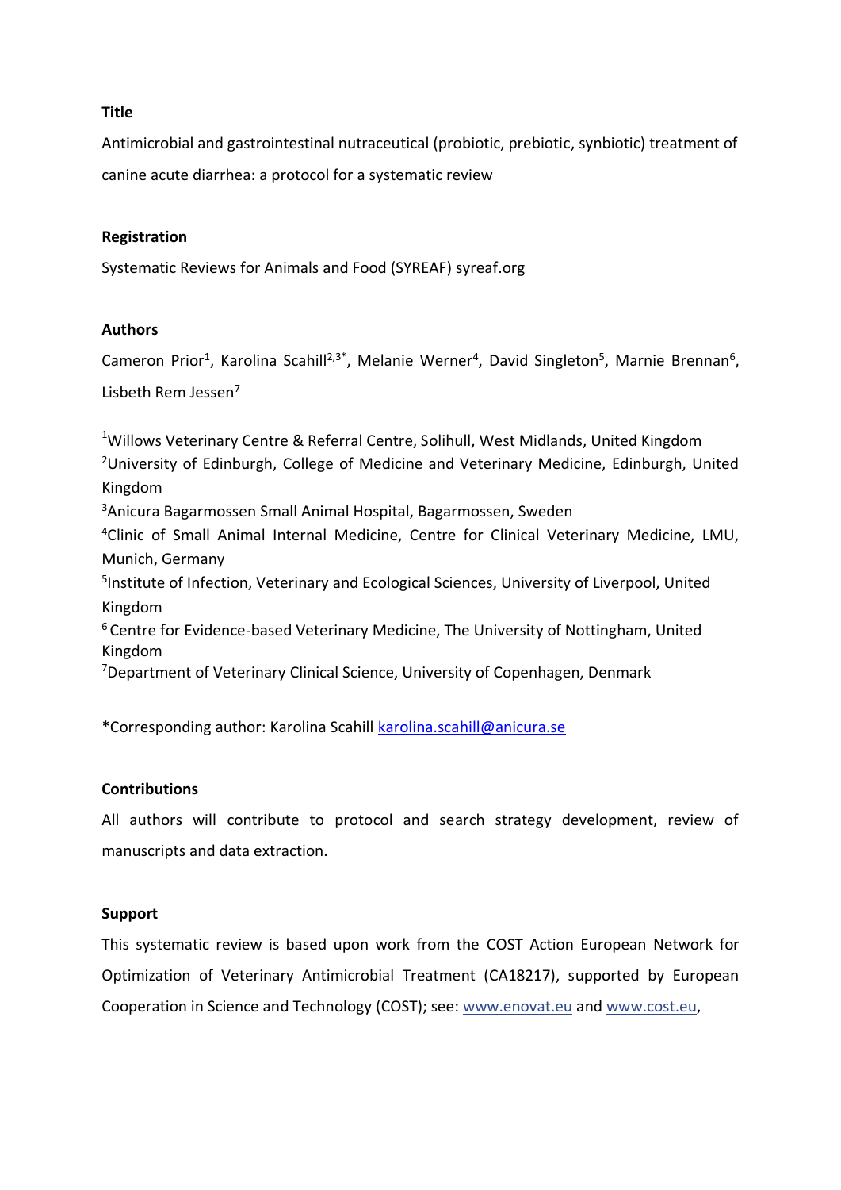**Title**

Antimicrobial and gastrointestinal nutraceutical (probiotic, prebiotic, synbiotic) treatment of canine acute diarrhea: a protocol for a systematic review

**Registration**

Systematic Reviews for Animals and Food (SYREAF) syreaf.org

**Authors**

Cameron Prior[1], Karolina Scahill[2,3*], Melanie Werner[4], David Singleton[5], Marnie Brennan[6], Lisbeth Rem Jessen[7]

[1]Willows Veterinary Centre & Referral Centre, Solihull, West Midlands, United Kingdom
[2]University of Edinburgh, College of Medicine and Veterinary Medicine, Edinburgh, United Kingdom
[3]Anicura Bagarmossen Small Animal Hospital, Bagarmossen, Sweden
[4]Clinic of Small Animal Internal Medicine, Centre for Clinical Veterinary Medicine, LMU, Munich, Germany
[5]Institute of Infection, Veterinary and Ecological Sciences, University of Liverpool, United Kingdom
[6]Centre for Evidence-based Veterinary Medicine, The University of Nottingham, United Kingdom
[7]Department of Veterinary Clinical Science, University of Copenhagen, Denmark

*Corresponding author: Karolina Scahill karolina.scahill@anicura.se

**Contributions**

All authors will contribute to protocol and search strategy development, review of manuscripts and data extraction.

**Support**

This systematic review is based upon work from the COST Action European Network for Optimization of Veterinary Antimicrobial Treatment (CA18217), supported by European Cooperation in Science and Technology (COST); see: www.enovat.eu and www.cost.eu,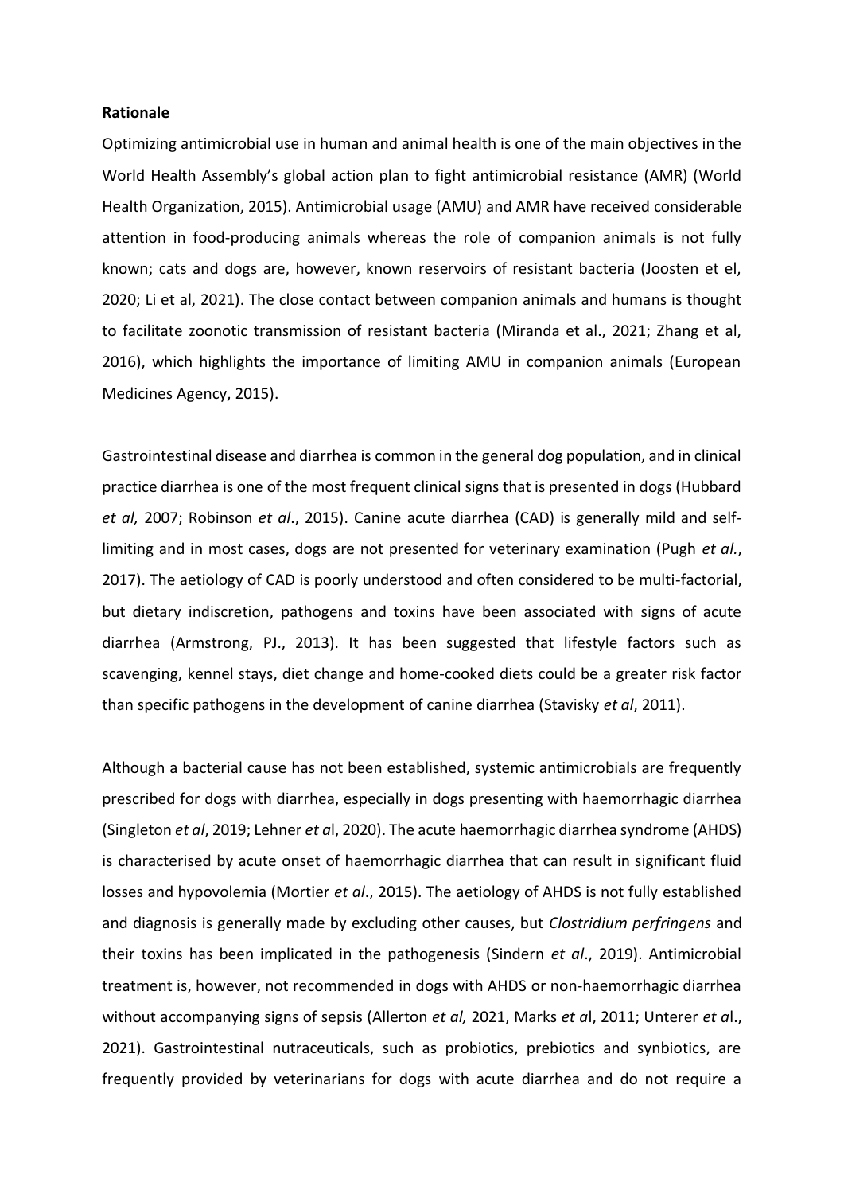**Rationale**

Optimizing antimicrobial use in human and animal health is one of the main objectives in the World Health Assembly's global action plan to fight antimicrobial resistance (AMR) (World Health Organization, 2015). Antimicrobial usage (AMU) and AMR have received considerable attention in food-producing animals whereas the role of companion animals is not fully known; cats and dogs are, however, known reservoirs of resistant bacteria (Joosten et el, 2020; Li et al, 2021). The close contact between companion animals and humans is thought to facilitate zoonotic transmission of resistant bacteria (Miranda et al., 2021; Zhang et al, 2016), which highlights the importance of limiting AMU in companion animals (European Medicines Agency, 2015).

Gastrointestinal disease and diarrhea is common in the general dog population, and in clinical practice diarrhea is one of the most frequent clinical signs that is presented in dogs (Hubbard *et al,* 2007; Robinson *et al*., 2015). Canine acute diarrhea (CAD) is generally mild and self-limiting and in most cases, dogs are not presented for veterinary examination (Pugh *et al.*, 2017). The aetiology of CAD is poorly understood and often considered to be multi-factorial, but dietary indiscretion, pathogens and toxins have been associated with signs of acute diarrhea (Armstrong, PJ., 2013). It has been suggested that lifestyle factors such as scavenging, kennel stays, diet change and home-cooked diets could be a greater risk factor than specific pathogens in the development of canine diarrhea (Stavisky *et al*, 2011).

Although a bacterial cause has not been established, systemic antimicrobials are frequently prescribed for dogs with diarrhea, especially in dogs presenting with haemorrhagic diarrhea (Singleton *et al*, 2019; Lehner *et a*l, 2020). The acute haemorrhagic diarrhea syndrome (AHDS) is characterised by acute onset of haemorrhagic diarrhea that can result in significant fluid losses and hypovolemia (Mortier *et al*., 2015). The aetiology of AHDS is not fully established and diagnosis is generally made by excluding other causes, but *Clostridium perfringens* and their toxins has been implicated in the pathogenesis (Sindern *et al*., 2019). Antimicrobial treatment is, however, not recommended in dogs with AHDS or non-haemorrhagic diarrhea without accompanying signs of sepsis (Allerton *et al,* 2021, Marks *et a*l, 2011; Unterer *et a*l., 2021). Gastrointestinal nutraceuticals, such as probiotics, prebiotics and synbiotics, are frequently provided by veterinarians for dogs with acute diarrhea and do not require a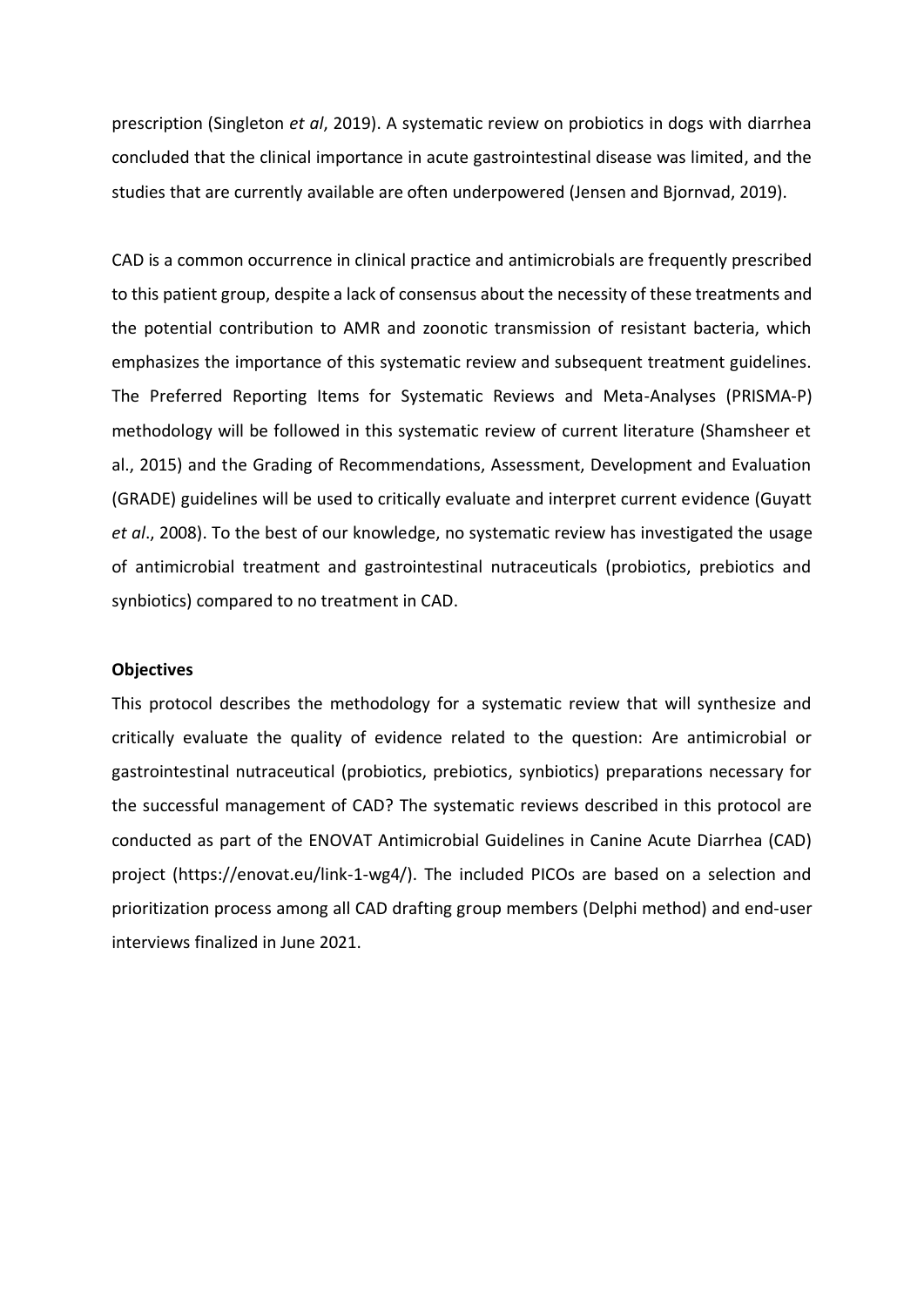prescription (Singleton *et al*, 2019). A systematic review on probiotics in dogs with diarrhea concluded that the clinical importance in acute gastrointestinal disease was limited, and the studies that are currently available are often underpowered (Jensen and Bjornvad, 2019).

CAD is a common occurrence in clinical practice and antimicrobials are frequently prescribed to this patient group, despite a lack of consensus about the necessity of these treatments and the potential contribution to AMR and zoonotic transmission of resistant bacteria, which emphasizes the importance of this systematic review and subsequent treatment guidelines. The Preferred Reporting Items for Systematic Reviews and Meta-Analyses (PRISMA-P) methodology will be followed in this systematic review of current literature (Shamsheer et al., 2015) and the Grading of Recommendations, Assessment, Development and Evaluation (GRADE) guidelines will be used to critically evaluate and interpret current evidence (Guyatt *et al*., 2008). To the best of our knowledge, no systematic review has investigated the usage of antimicrobial treatment and gastrointestinal nutraceuticals (probiotics, prebiotics and synbiotics) compared to no treatment in CAD.

**Objectives**

This protocol describes the methodology for a systematic review that will synthesize and critically evaluate the quality of evidence related to the question: Are antimicrobial or gastrointestinal nutraceutical (probiotics, prebiotics, synbiotics) preparations necessary for the successful management of CAD? The systematic reviews described in this protocol are conducted as part of the ENOVAT Antimicrobial Guidelines in Canine Acute Diarrhea (CAD) project (https://enovat.eu/link-1-wg4/). The included PICOs are based on a selection and prioritization process among all CAD drafting group members (Delphi method) and end-user interviews finalized in June 2021.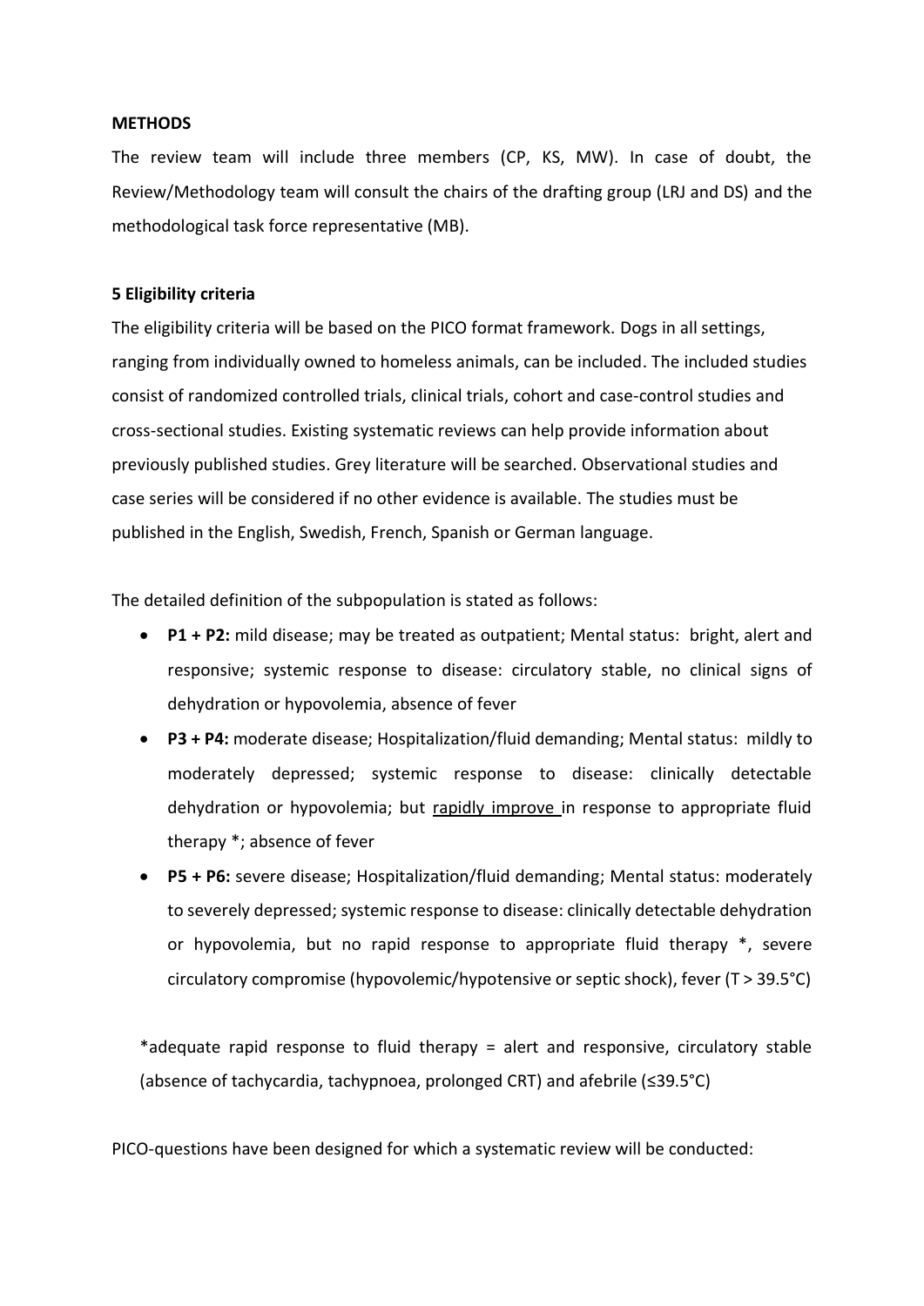**METHODS**

The review team will include three members (CP, KS, MW). In case of doubt, the Review/Methodology team will consult the chairs of the drafting group (LRJ and DS) and the methodological task force representative (MB).

**5 Eligibility criteria**

The eligibility criteria will be based on the PICO format framework. Dogs in all settings, ranging from individually owned to homeless animals, can be included. The included studies consist of randomized controlled trials, clinical trials, cohort and case-control studies and cross-sectional studies. Existing systematic reviews can help provide information about previously published studies. Grey literature will be searched. Observational studies and case series will be considered if no other evidence is available. The studies must be published in the English, Swedish, French, Spanish or German language.

The detailed definition of the subpopulation is stated as follows:

- **P1 + P2:** mild disease; may be treated as outpatient; Mental status: bright, alert and responsive; systemic response to disease: circulatory stable, no clinical signs of dehydration or hypovolemia, absence of fever
- **P3 + P4:** moderate disease; Hospitalization/fluid demanding; Mental status: mildly to moderately depressed; systemic response to disease: clinically detectable dehydration or hypovolemia; but <u>rapidly improve</u> in response to appropriate fluid therapy *; absence of fever
- **P5 + P6:** severe disease; Hospitalization/fluid demanding; Mental status: moderately to severely depressed; systemic response to disease: clinically detectable dehydration or hypovolemia, but no rapid response to appropriate fluid therapy *, severe circulatory compromise (hypovolemic/hypotensive or septic shock), fever (T > 39.5°C)

*adequate rapid response to fluid therapy = alert and responsive, circulatory stable (absence of tachycardia, tachypnoea, prolonged CRT) and afebrile (≤39.5°C)

PICO-questions have been designed for which a systematic review will be conducted: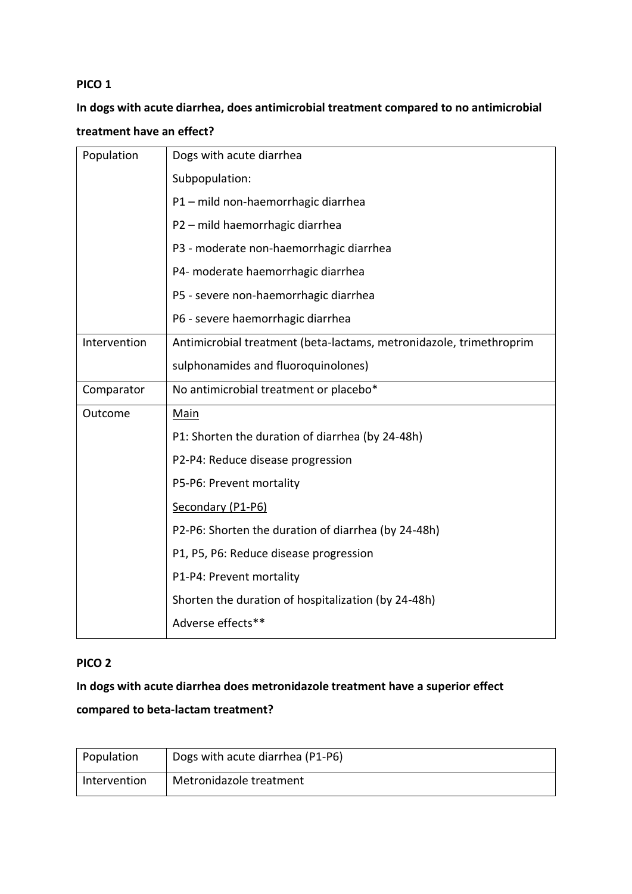**PICO 1**

**In dogs with acute diarrhea, does antimicrobial treatment compared to no antimicrobial treatment have an effect?**

| | |
|---|---|
| Population | Dogs with acute diarrhea<br>Subpopulation:<br>P1 – mild non-haemorrhagic diarrhea<br>P2 – mild haemorrhagic diarrhea<br>P3 - moderate non-haemorrhagic diarrhea<br>P4- moderate haemorrhagic diarrhea<br>P5 - severe non-haemorrhagic diarrhea<br>P6 - severe haemorrhagic diarrhea |
| Intervention | Antimicrobial treatment (beta-lactams, metronidazole, trimethroprim sulphonamides and fluoroquinolones) |
| Comparator | No antimicrobial treatment or placebo* |
| Outcome | <u>Main</u><br>P1: Shorten the duration of diarrhea (by 24-48h)<br>P2-P4: Reduce disease progression<br>P5-P6: Prevent mortality<br><u>Secondary (P1-P6)</u><br>P2-P6: Shorten the duration of diarrhea (by 24-48h)<br>P1, P5, P6: Reduce disease progression<br>P1-P4: Prevent mortality<br>Shorten the duration of hospitalization (by 24-48h)<br>Adverse effects** |

**PICO 2**

**In dogs with acute diarrhea does metronidazole treatment have a superior effect compared to beta-lactam treatment?**

| | |
|---|---|
| Population | Dogs with acute diarrhea (P1-P6) |
| Intervention | Metronidazole treatment |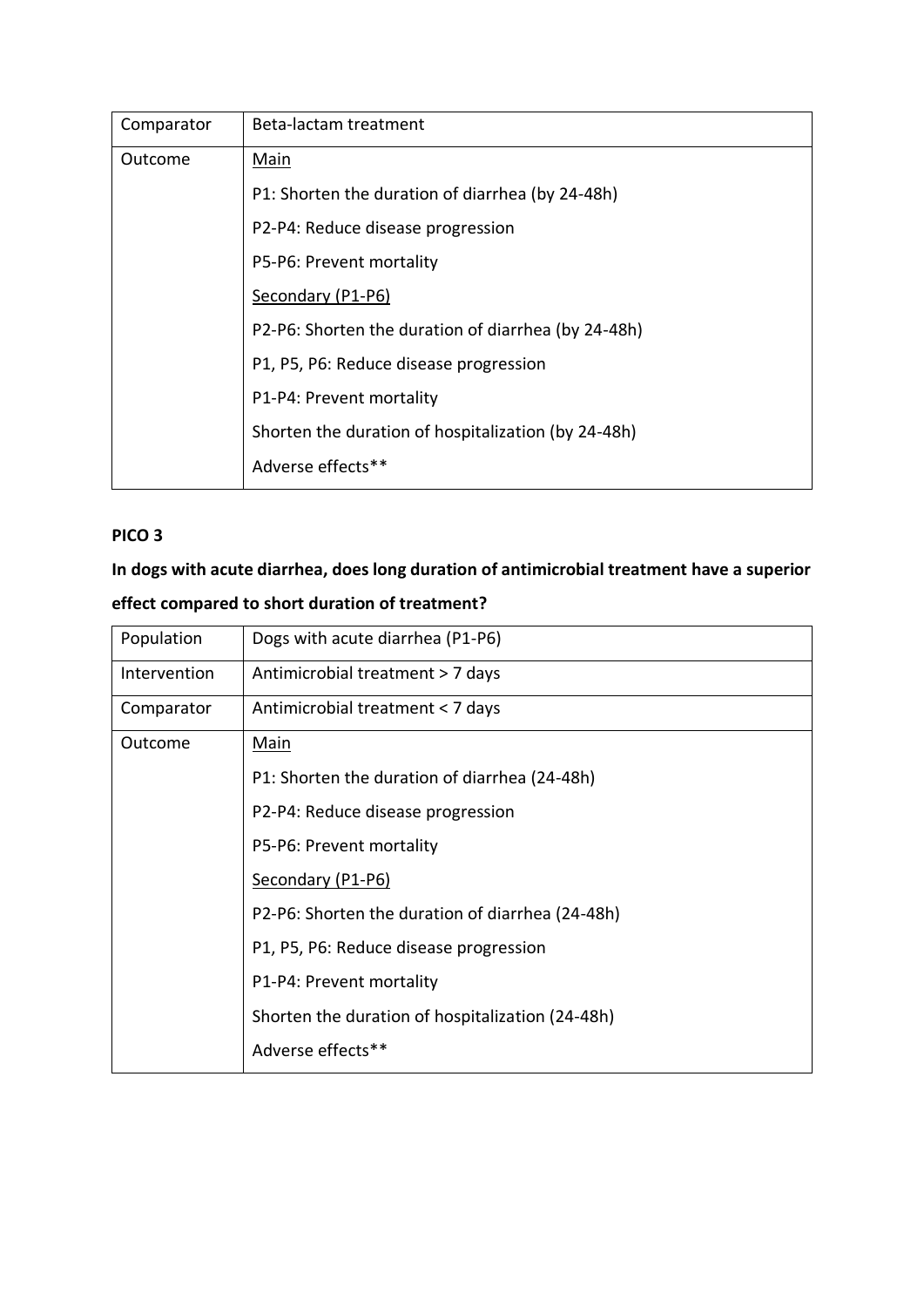| Comparator | Beta-lactam treatment |
|---|---|
| Outcome | <u>Main</u><br>P1: Shorten the duration of diarrhea (by 24-48h)<br>P2-P4: Reduce disease progression<br>P5-P6: Prevent mortality<br><u>Secondary (P1-P6)</u><br>P2-P6: Shorten the duration of diarrhea (by 24-48h)<br>P1, P5, P6: Reduce disease progression<br>P1-P4: Prevent mortality<br>Shorten the duration of hospitalization (by 24-48h)<br>Adverse effects** |

**PICO 3**

**In dogs with acute diarrhea, does long duration of antimicrobial treatment have a superior effect compared to short duration of treatment?**

| Population | Dogs with acute diarrhea (P1-P6) |
|---|---|
| Intervention | Antimicrobial treatment > 7 days |
| Comparator | Antimicrobial treatment < 7 days |
| Outcome | <u>Main</u><br>P1: Shorten the duration of diarrhea (24-48h)<br>P2-P4: Reduce disease progression<br>P5-P6: Prevent mortality<br><u>Secondary (P1-P6)</u><br>P2-P6: Shorten the duration of diarrhea (24-48h)<br>P1, P5, P6: Reduce disease progression<br>P1-P4: Prevent mortality<br>Shorten the duration of hospitalization (24-48h)<br>Adverse effects** |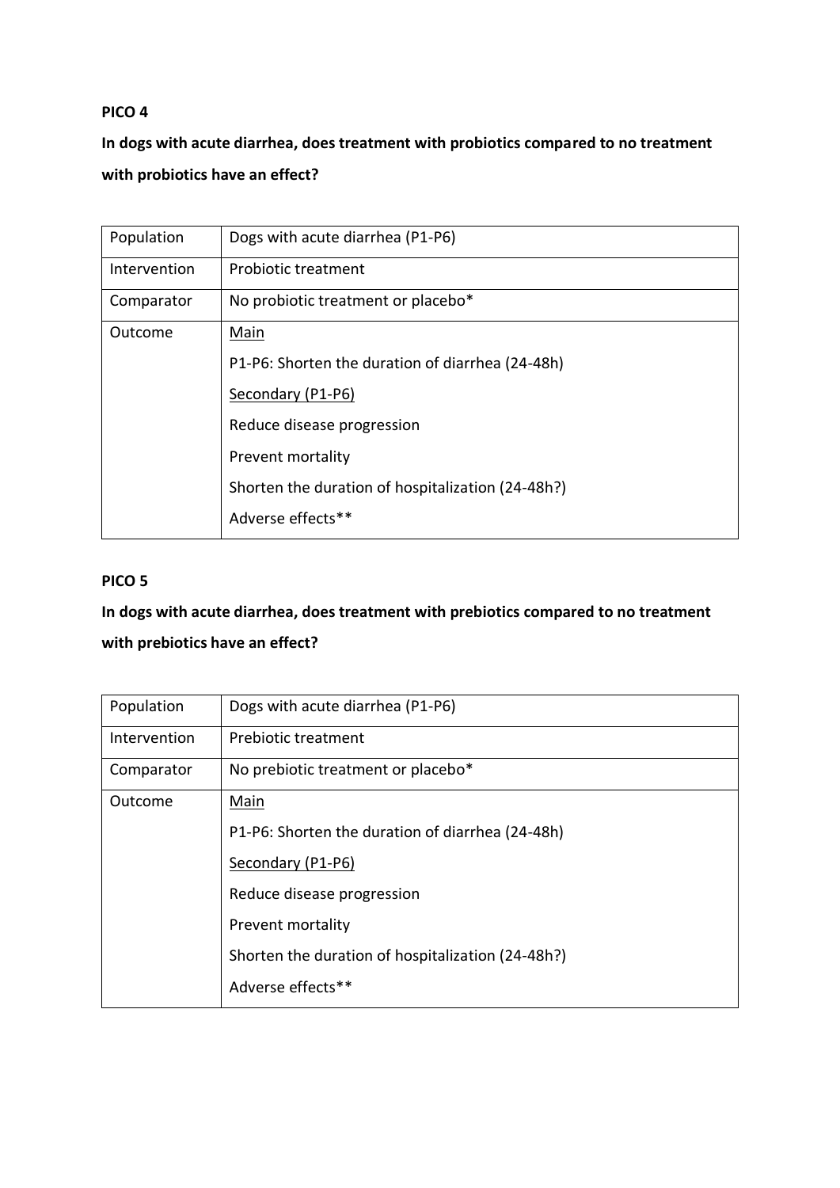**PICO 4**

**In dogs with acute diarrhea, does treatment with probiotics compared to no treatment with probiotics have an effect?**

| Population | Dogs with acute diarrhea (P1-P6) |
| --- | --- |
| Intervention | Probiotic treatment |
| Comparator | No probiotic treatment or placebo* |
| Outcome | <u>Main</u><br>P1-P6: Shorten the duration of diarrhea (24-48h)<br><u>Secondary (P1-P6)</u><br>Reduce disease progression<br>Prevent mortality<br>Shorten the duration of hospitalization (24-48h?)<br>Adverse effects** |

**PICO 5**

**In dogs with acute diarrhea, does treatment with prebiotics compared to no treatment with prebiotics have an effect?**

| Population | Dogs with acute diarrhea (P1-P6) |
| --- | --- |
| Intervention | Prebiotic treatment |
| Comparator | No prebiotic treatment or placebo* |
| Outcome | <u>Main</u><br>P1-P6: Shorten the duration of diarrhea (24-48h)<br><u>Secondary (P1-P6)</u><br>Reduce disease progression<br>Prevent mortality<br>Shorten the duration of hospitalization (24-48h?)<br>Adverse effects** |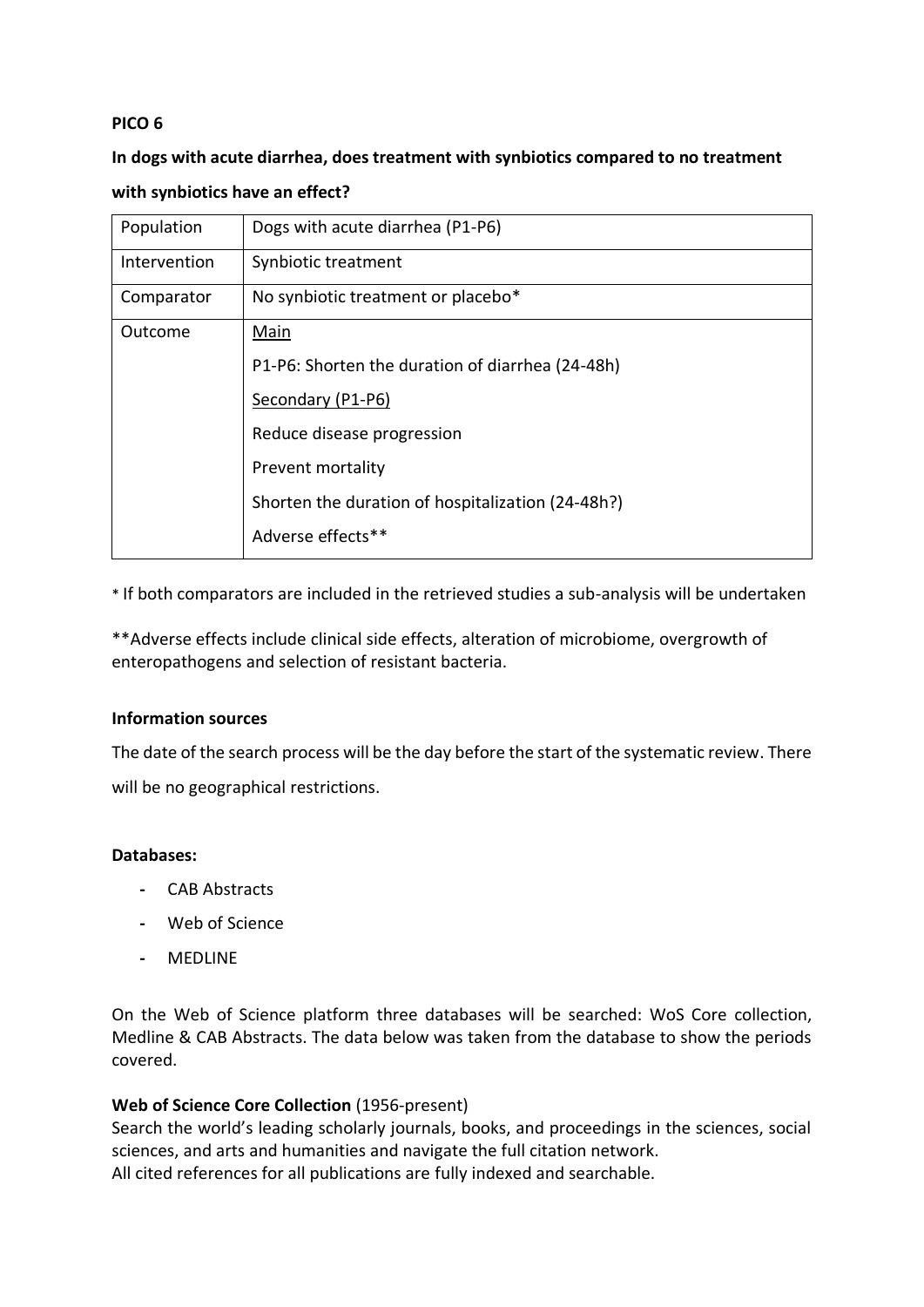**PICO 6**

**In dogs with acute diarrhea, does treatment with synbiotics compared to no treatment with synbiotics have an effect?**

| Population | Dogs with acute diarrhea (P1-P6) |
|---|---|
| Intervention | Synbiotic treatment |
| Comparator | No synbiotic treatment or placebo* |
| Outcome | <u>Main</u><br>P1-P6: Shorten the duration of diarrhea (24-48h)<br><u>Secondary (P1-P6)</u><br>Reduce disease progression<br>Prevent mortality<br>Shorten the duration of hospitalization (24-48h?)<br>Adverse effects** |

* If both comparators are included in the retrieved studies a sub-analysis will be undertaken

**Adverse effects include clinical side effects, alteration of microbiome, overgrowth of enteropathogens and selection of resistant bacteria.

**Information sources**

The date of the search process will be the day before the start of the systematic review. There will be no geographical restrictions.

**Databases:**

- CAB Abstracts
- Web of Science
- MEDLINE

On the Web of Science platform three databases will be searched: WoS Core collection, Medline & CAB Abstracts. The data below was taken from the database to show the periods covered.

**Web of Science Core Collection** (1956-present)
Search the world's leading scholarly journals, books, and proceedings in the sciences, social sciences, and arts and humanities and navigate the full citation network.
All cited references for all publications are fully indexed and searchable.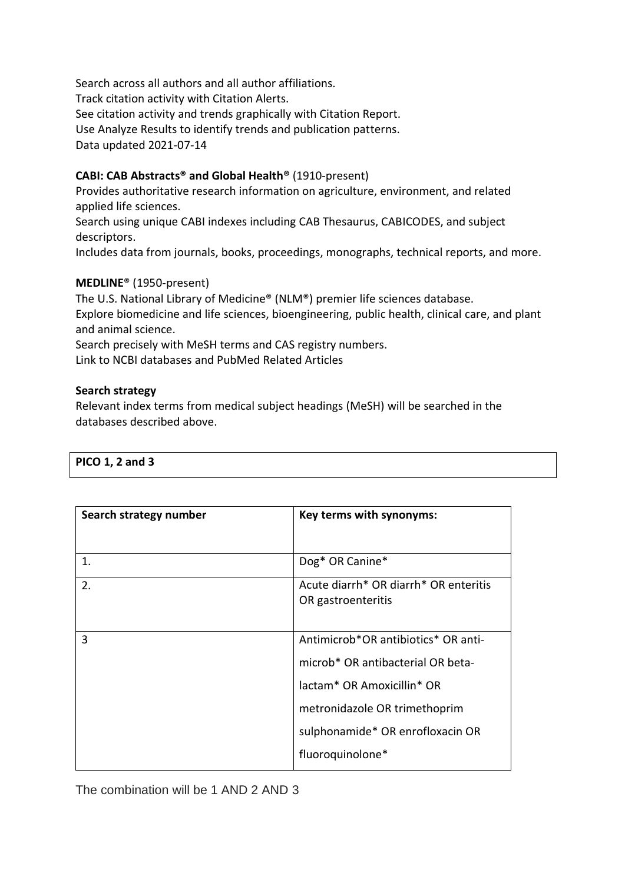Search across all authors and all author affiliations.
Track citation activity with Citation Alerts.
See citation activity and trends graphically with Citation Report.
Use Analyze Results to identify trends and publication patterns.
Data updated 2021-07-14

**CABI: CAB Abstracts® and Global Health®** (1910-present)
Provides authoritative research information on agriculture, environment, and related applied life sciences.
Search using unique CABI indexes including CAB Thesaurus, CABICODES, and subject descriptors.
Includes data from journals, books, proceedings, monographs, technical reports, and more.

**MEDLINE**® (1950-present)
The U.S. National Library of Medicine® (NLM®) premier life sciences database.
Explore biomedicine and life sciences, bioengineering, public health, clinical care, and plant and animal science.
Search precisely with MeSH terms and CAS registry numbers.
Link to NCBI databases and PubMed Related Articles

**Search strategy**
Relevant index terms from medical subject headings (MeSH) will be searched in the databases described above.

**PICO 1, 2 and 3**

| Search strategy number | Key terms with synonyms: |
| --- | --- |
| 1. | Dog* OR Canine* |
| 2. | Acute diarrh* OR diarrh* OR enteritis OR gastroenteritis |
| 3 | Antimicrob*OR antibiotics* OR anti-microb* OR antibacterial OR beta-lactam* OR Amoxicillin* OR metronidazole OR trimethoprim sulphonamide* OR enrofloxacin OR fluoroquinolone* |

The combination will be 1 AND 2 AND 3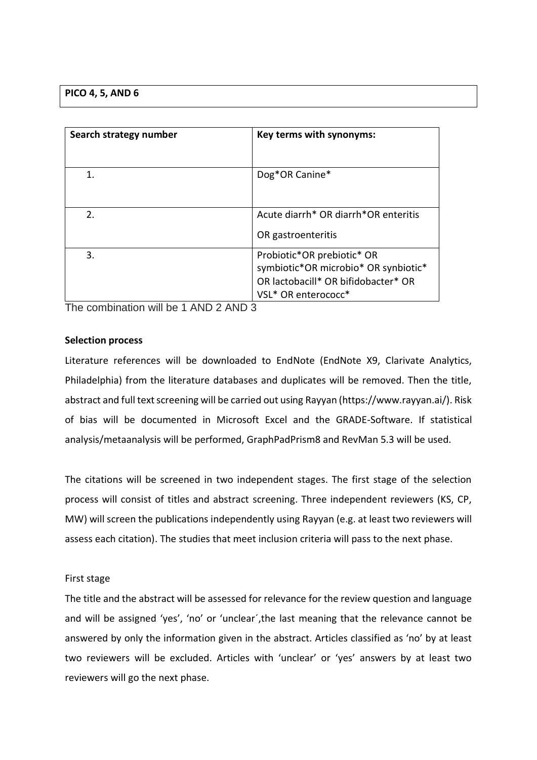**PICO 4, 5, AND 6**

| Search strategy number | Key terms with synonyms: |
|---|---|
| 1. | Dog*OR Canine* |
| 2. | Acute diarrh* OR diarrh*OR enteritis OR gastroenteritis |
| 3. | Probiotic*OR prebiotic* OR symbiotic*OR microbio* OR synbiotic* OR lactobacill* OR bifidobacter* OR VSL* OR enterococc* |

The combination will be 1 AND 2 AND 3

**Selection process**

Literature references will be downloaded to EndNote (EndNote X9, Clarivate Analytics, Philadelphia) from the literature databases and duplicates will be removed. Then the title, abstract and full text screening will be carried out using Rayyan (https://www.rayyan.ai/). Risk of bias will be documented in Microsoft Excel and the GRADE-Software. If statistical analysis/metaanalysis will be performed, GraphPadPrism8 and RevMan 5.3 will be used.

The citations will be screened in two independent stages. The first stage of the selection process will consist of titles and abstract screening. Three independent reviewers (KS, CP, MW) will screen the publications independently using Rayyan (e.g. at least two reviewers will assess each citation). The studies that meet inclusion criteria will pass to the next phase.

First stage

The title and the abstract will be assessed for relevance for the review question and language and will be assigned 'yes', 'no' or 'unclear´,the last meaning that the relevance cannot be answered by only the information given in the abstract. Articles classified as 'no' by at least two reviewers will be excluded. Articles with 'unclear' or 'yes' answers by at least two reviewers will go the next phase.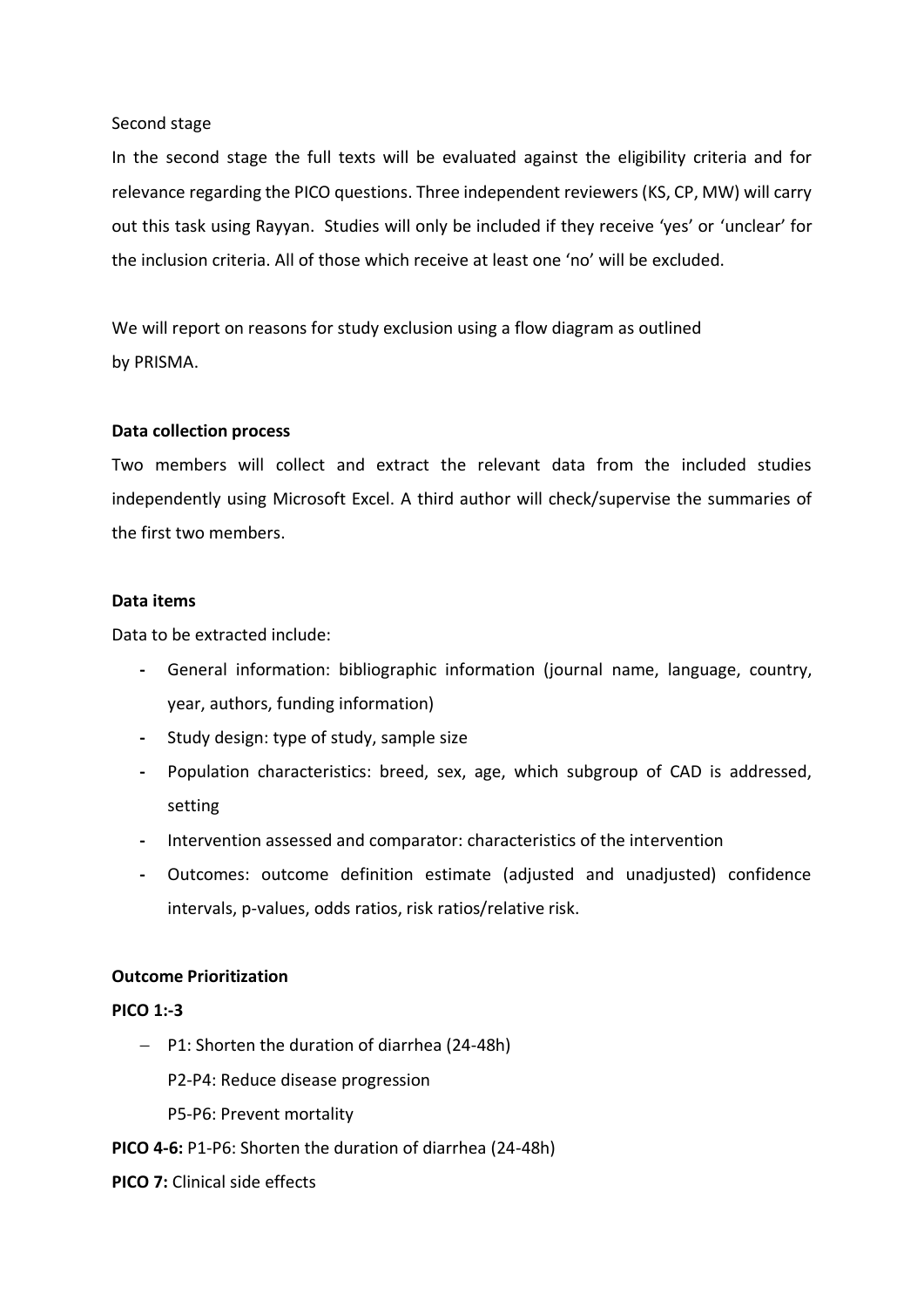Second stage

In the second stage the full texts will be evaluated against the eligibility criteria and for relevance regarding the PICO questions. Three independent reviewers (KS, CP, MW) will carry out this task using Rayyan. Studies will only be included if they receive 'yes' or 'unclear' for the inclusion criteria. All of those which receive at least one 'no' will be excluded.

We will report on reasons for study exclusion using a flow diagram as outlined by PRISMA.

**Data collection process**

Two members will collect and extract the relevant data from the included studies independently using Microsoft Excel. A third author will check/supervise the summaries of the first two members.

**Data items**

Data to be extracted include:

- General information: bibliographic information (journal name, language, country, year, authors, funding information)
- Study design: type of study, sample size
- Population characteristics: breed, sex, age, which subgroup of CAD is addressed, setting
- Intervention assessed and comparator: characteristics of the intervention
- Outcomes: outcome definition estimate (adjusted and unadjusted) confidence intervals, p-values, odds ratios, risk ratios/relative risk.

**Outcome Prioritization**

**PICO 1:-3**

- P1: Shorten the duration of diarrhea (24-48h)

  P2-P4: Reduce disease progression

  P5-P6: Prevent mortality

**PICO 4-6:** P1-P6: Shorten the duration of diarrhea (24-48h)

**PICO 7:** Clinical side effects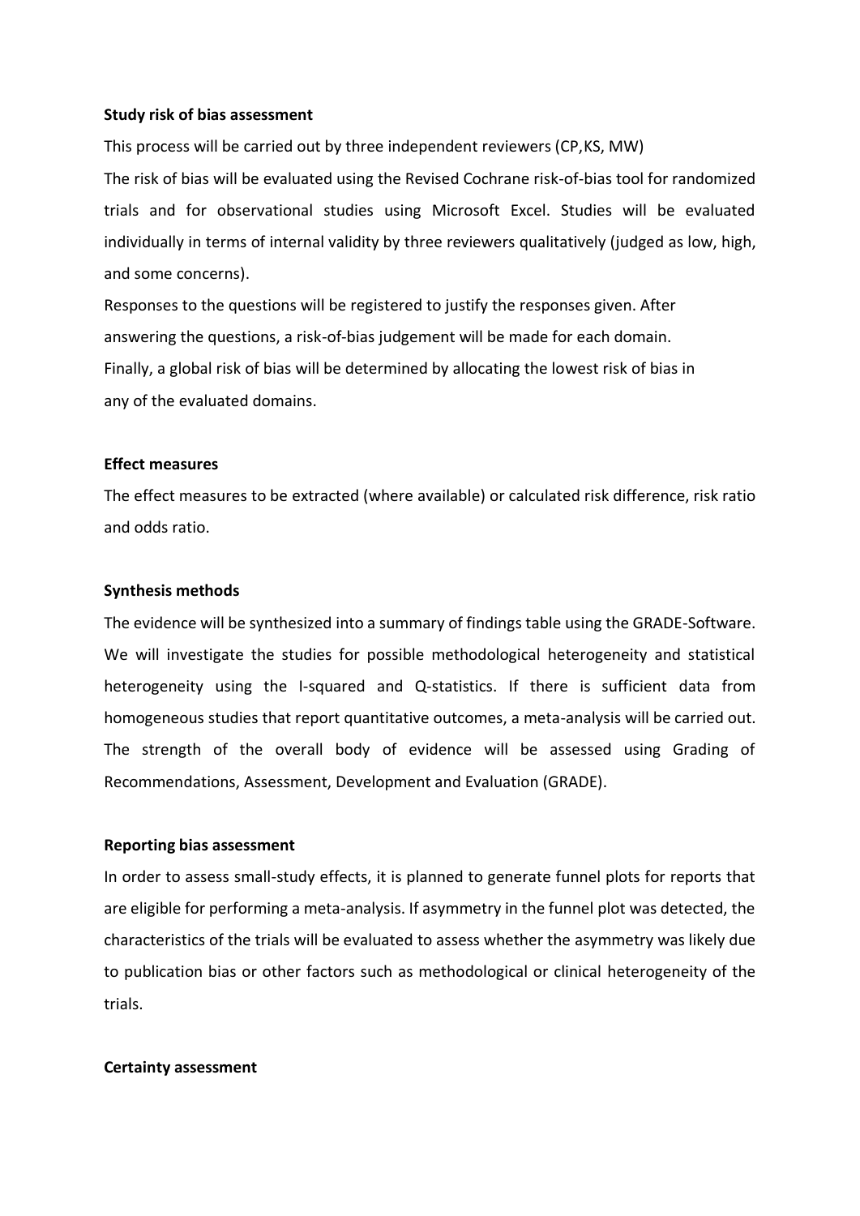**Study risk of bias assessment**

This process will be carried out by three independent reviewers (CP,KS, MW)

The risk of bias will be evaluated using the Revised Cochrane risk-of-bias tool for randomized trials and for observational studies using Microsoft Excel. Studies will be evaluated individually in terms of internal validity by three reviewers qualitatively (judged as low, high, and some concerns).

Responses to the questions will be registered to justify the responses given. After answering the questions, a risk-of-bias judgement will be made for each domain.

Finally, a global risk of bias will be determined by allocating the lowest risk of bias in any of the evaluated domains.

**Effect measures**

The effect measures to be extracted (where available) or calculated risk difference, risk ratio and odds ratio.

**Synthesis methods**

The evidence will be synthesized into a summary of findings table using the GRADE-Software. We will investigate the studies for possible methodological heterogeneity and statistical heterogeneity using the I-squared and Q-statistics. If there is sufficient data from homogeneous studies that report quantitative outcomes, a meta-analysis will be carried out. The strength of the overall body of evidence will be assessed using Grading of Recommendations, Assessment, Development and Evaluation (GRADE).

**Reporting bias assessment**

In order to assess small-study effects, it is planned to generate funnel plots for reports that are eligible for performing a meta-analysis. If asymmetry in the funnel plot was detected, the characteristics of the trials will be evaluated to assess whether the asymmetry was likely due to publication bias or other factors such as methodological or clinical heterogeneity of the trials.

**Certainty assessment**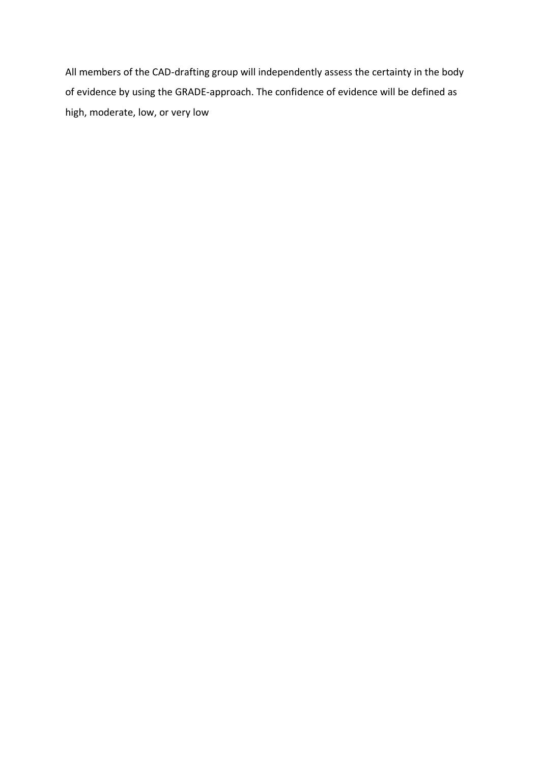All members of the CAD-drafting group will independently assess the certainty in the body of evidence by using the GRADE-approach. The confidence of evidence will be defined as high, moderate, low, or very low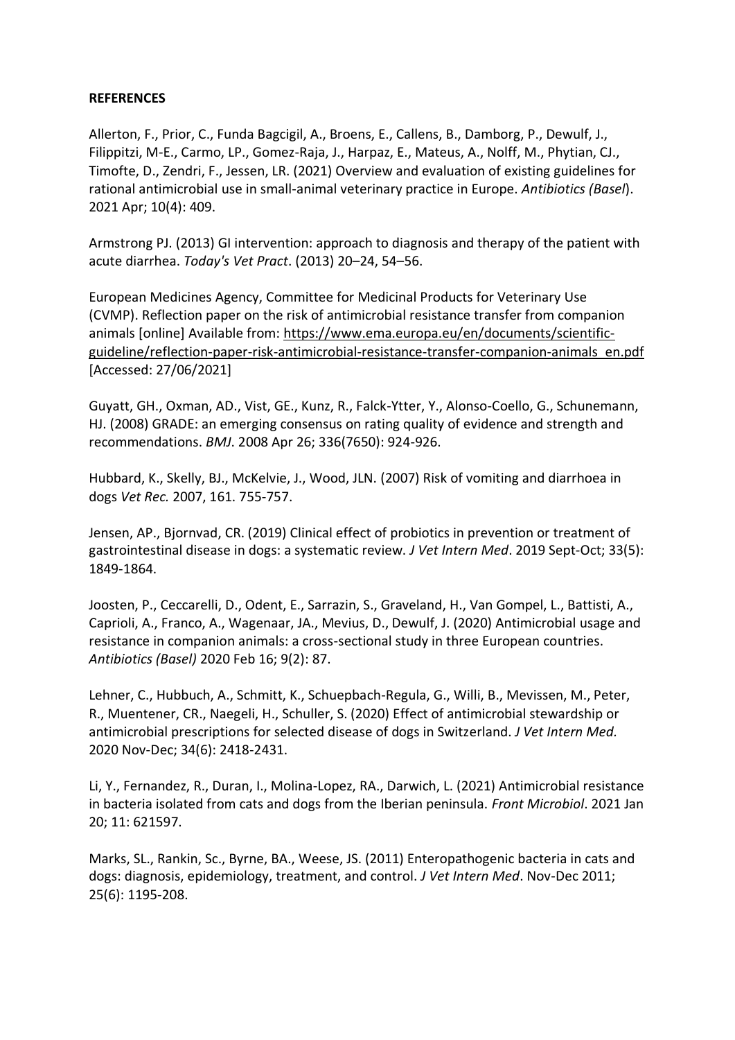**REFERENCES**

Allerton, F., Prior, C., Funda Bagcigil, A., Broens, E., Callens, B., Damborg, P., Dewulf, J., Filippitzi, M-E., Carmo, LP., Gomez-Raja, J., Harpaz, E., Mateus, A., Nolff, M., Phytian, CJ., Timofte, D., Zendri, F., Jessen, LR. (2021) Overview and evaluation of existing guidelines for rational antimicrobial use in small-animal veterinary practice in Europe. *Antibiotics (Basel*). 2021 Apr; 10(4): 409.

Armstrong PJ. (2013) GI intervention: approach to diagnosis and therapy of the patient with acute diarrhea. *Today's Vet Pract*. (2013) 20–24, 54–56.

European Medicines Agency, Committee for Medicinal Products for Veterinary Use (CVMP). Reflection paper on the risk of antimicrobial resistance transfer from companion animals [online] Available from: https://www.ema.europa.eu/en/documents/scientific-guideline/reflection-paper-risk-antimicrobial-resistance-transfer-companion-animals_en.pdf [Accessed: 27/06/2021]

Guyatt, GH., Oxman, AD., Vist, GE., Kunz, R., Falck-Ytter, Y., Alonso-Coello, G., Schunemann, HJ. (2008) GRADE: an emerging consensus on rating quality of evidence and strength and recommendations. *BMJ*. 2008 Apr 26; 336(7650): 924-926.

Hubbard, K., Skelly, BJ., McKelvie, J., Wood, JLN. (2007) Risk of vomiting and diarrhoea in dogs *Vet Rec.* 2007, 161. 755-757.

Jensen, AP., Bjornvad, CR. (2019) Clinical effect of probiotics in prevention or treatment of gastrointestinal disease in dogs: a systematic review. *J Vet Intern Med*. 2019 Sept-Oct; 33(5): 1849-1864.

Joosten, P., Ceccarelli, D., Odent, E., Sarrazin, S., Graveland, H., Van Gompel, L., Battisti, A., Caprioli, A., Franco, A., Wagenaar, JA., Mevius, D., Dewulf, J. (2020) Antimicrobial usage and resistance in companion animals: a cross-sectional study in three European countries. *Antibiotics (Basel)* 2020 Feb 16; 9(2): 87.

Lehner, C., Hubbuch, A., Schmitt, K., Schuepbach-Regula, G., Willi, B., Mevissen, M., Peter, R., Muentener, CR., Naegeli, H., Schuller, S. (2020) Effect of antimicrobial stewardship or antimicrobial prescriptions for selected disease of dogs in Switzerland. *J Vet Intern Med.* 2020 Nov-Dec; 34(6): 2418-2431.

Li, Y., Fernandez, R., Duran, I., Molina-Lopez, RA., Darwich, L. (2021) Antimicrobial resistance in bacteria isolated from cats and dogs from the Iberian peninsula. *Front Microbiol*. 2021 Jan 20; 11: 621597.

Marks, SL., Rankin, Sc., Byrne, BA., Weese, JS. (2011) Enteropathogenic bacteria in cats and dogs: diagnosis, epidemiology, treatment, and control. *J Vet Intern Med*. Nov-Dec 2011; 25(6): 1195-208.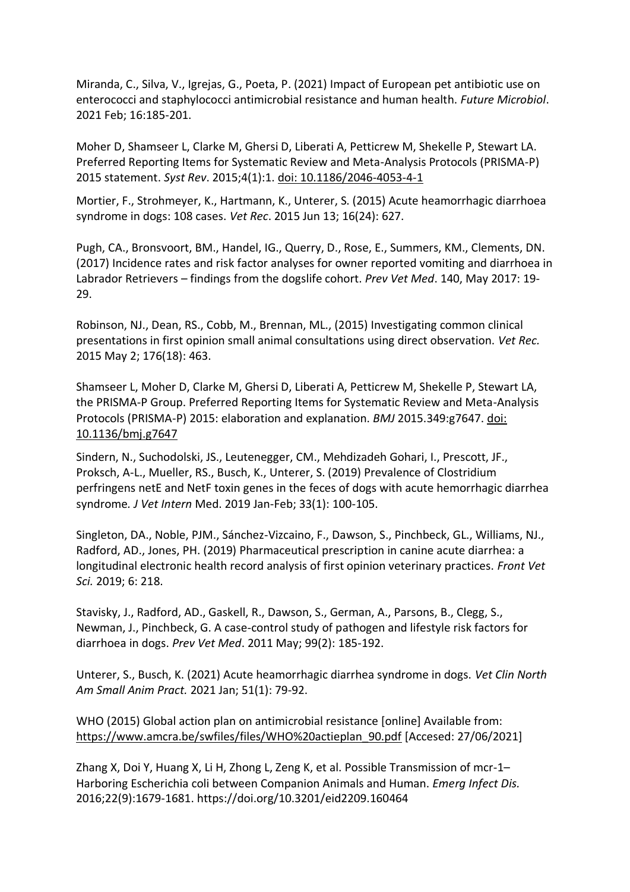Miranda, C., Silva, V., Igrejas, G., Poeta, P. (2021) Impact of European pet antibiotic use on enterococci and staphylococci antimicrobial resistance and human health. *Future Microbiol*. 2021 Feb; 16:185-201.

Moher D, Shamseer L, Clarke M, Ghersi D, Liberati A, Petticrew M, Shekelle P, Stewart LA. Preferred Reporting Items for Systematic Review and Meta-Analysis Protocols (PRISMA-P) 2015 statement. *Syst Rev*. 2015;4(1):1. doi: 10.1186/2046-4053-4-1

Mortier, F., Strohmeyer, K., Hartmann, K., Unterer, S. (2015) Acute heamorrhagic diarrhoea syndrome in dogs: 108 cases. *Vet Rec*. 2015 Jun 13; 16(24): 627.

Pugh, CA., Bronsvoort, BM., Handel, IG., Querry, D., Rose, E., Summers, KM., Clements, DN. (2017) Incidence rates and risk factor analyses for owner reported vomiting and diarrhoea in Labrador Retrievers – findings from the dogslife cohort. *Prev Vet Med*. 140, May 2017: 19-29.

Robinson, NJ., Dean, RS., Cobb, M., Brennan, ML., (2015) Investigating common clinical presentations in first opinion small animal consultations using direct observation. *Vet Rec.* 2015 May 2; 176(18): 463.

Shamseer L, Moher D, Clarke M, Ghersi D, Liberati A, Petticrew M, Shekelle P, Stewart LA, the PRISMA-P Group. Preferred Reporting Items for Systematic Review and Meta-Analysis Protocols (PRISMA-P) 2015: elaboration and explanation. *BMJ* 2015.349:g7647. doi: 10.1136/bmj.g7647

Sindern, N., Suchodolski, JS., Leutenegger, CM., Mehdizadeh Gohari, I., Prescott, JF., Proksch, A-L., Mueller, RS., Busch, K., Unterer, S. (2019) Prevalence of Clostridium perfringens netE and NetF toxin genes in the feces of dogs with acute hemorrhagic diarrhea syndrome. *J Vet Intern* Med. 2019 Jan-Feb; 33(1): 100-105.

Singleton, DA., Noble, PJM., Sánchez-Vizcaino, F., Dawson, S., Pinchbeck, GL., Williams, NJ., Radford, AD., Jones, PH. (2019) Pharmaceutical prescription in canine acute diarrhea: a longitudinal electronic health record analysis of first opinion veterinary practices. *Front Vet Sci.* 2019; 6: 218.

Stavisky, J., Radford, AD., Gaskell, R., Dawson, S., German, A., Parsons, B., Clegg, S., Newman, J., Pinchbeck, G. A case-control study of pathogen and lifestyle risk factors for diarrhoea in dogs. *Prev Vet Med*. 2011 May; 99(2): 185-192.

Unterer, S., Busch, K. (2021) Acute heamorrhagic diarrhea syndrome in dogs. *Vet Clin North Am Small Anim Pract.* 2021 Jan; 51(1): 79-92.

WHO (2015) Global action plan on antimicrobial resistance [online] Available from: https://www.amcra.be/swfiles/files/WHO%20actieplan_90.pdf [Accesed: 27/06/2021]

Zhang X, Doi Y, Huang X, Li H, Zhong L, Zeng K, et al. Possible Transmission of mcr-1–Harboring Escherichia coli between Companion Animals and Human. *Emerg Infect Dis.* 2016;22(9):1679-1681. https://doi.org/10.3201/eid2209.160464